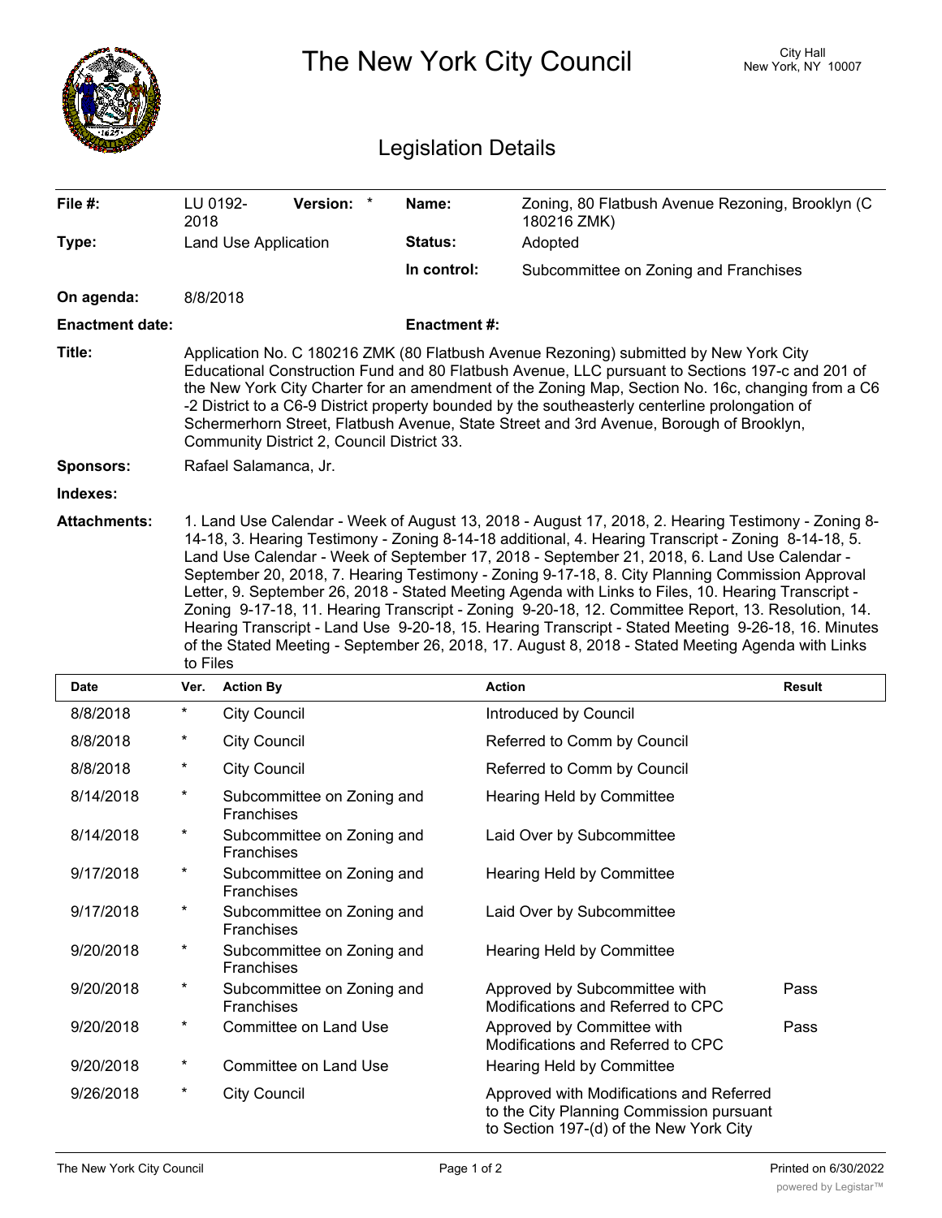# The New York City Council

City Hall
New York, NY 10007

## Legislation Details

| | | | |
|---|---|---|---|
| **File #:** | LU 0192-2018 **Version:** * | **Name:** | Zoning, 80 Flatbush Avenue Rezoning, Brooklyn (C 180216 ZMK) |
| **Type:** | Land Use Application | **Status:** | Adopted |
| | | **In control:** | Subcommittee on Zoning and Franchises |
| **On agenda:** | 8/8/2018 | | |
| **Enactment date:** | | **Enactment #:** | |

**Title:** Application No. C 180216 ZMK (80 Flatbush Avenue Rezoning) submitted by New York City Educational Construction Fund and 80 Flatbush Avenue, LLC pursuant to Sections 197-c and 201 of the New York City Charter for an amendment of the Zoning Map, Section No. 16c, changing from a C6-2 District to a C6-9 District property bounded by the southeasterly centerline prolongation of Schermerhorn Street, Flatbush Avenue, State Street and 3rd Avenue, Borough of Brooklyn, Community District 2, Council District 33.

**Sponsors:** Rafael Salamanca, Jr.

**Indexes:**

**Attachments:** 1. Land Use Calendar - Week of August 13, 2018 - August 17, 2018, 2. Hearing Testimony - Zoning 8-14-18, 3. Hearing Testimony - Zoning 8-14-18 additional, 4. Hearing Transcript - Zoning 8-14-18, 5. Land Use Calendar - Week of September 17, 2018 - September 21, 2018, 6. Land Use Calendar - September 20, 2018, 7. Hearing Testimony - Zoning 9-17-18, 8. City Planning Commission Approval Letter, 9. September 26, 2018 - Stated Meeting Agenda with Links to Files, 10. Hearing Transcript - Zoning 9-17-18, 11. Hearing Transcript - Zoning 9-20-18, 12. Committee Report, 13. Resolution, 14. Hearing Transcript - Land Use 9-20-18, 15. Hearing Transcript - Stated Meeting 9-26-18, 16. Minutes of the Stated Meeting - September 26, 2018, 17. August 8, 2018 - Stated Meeting Agenda with Links to Files

| Date | Ver. | Action By | Action | Result |
|---|---|---|---|---|
| 8/8/2018 | * | City Council | Introduced by Council | |
| 8/8/2018 | * | City Council | Referred to Comm by Council | |
| 8/8/2018 | * | City Council | Referred to Comm by Council | |
| 8/14/2018 | * | Subcommittee on Zoning and Franchises | Hearing Held by Committee | |
| 8/14/2018 | * | Subcommittee on Zoning and Franchises | Laid Over by Subcommittee | |
| 9/17/2018 | * | Subcommittee on Zoning and Franchises | Hearing Held by Committee | |
| 9/17/2018 | * | Subcommittee on Zoning and Franchises | Laid Over by Subcommittee | |
| 9/20/2018 | * | Subcommittee on Zoning and Franchises | Hearing Held by Committee | |
| 9/20/2018 | * | Subcommittee on Zoning and Franchises | Approved by Subcommittee with Modifications and Referred to CPC | Pass |
| 9/20/2018 | * | Committee on Land Use | Approved by Committee with Modifications and Referred to CPC | Pass |
| 9/20/2018 | * | Committee on Land Use | Hearing Held by Committee | |
| 9/26/2018 | * | City Council | Approved with Modifications and Referred to the City Planning Commission pursuant to Section 197-(d) of the New York City | |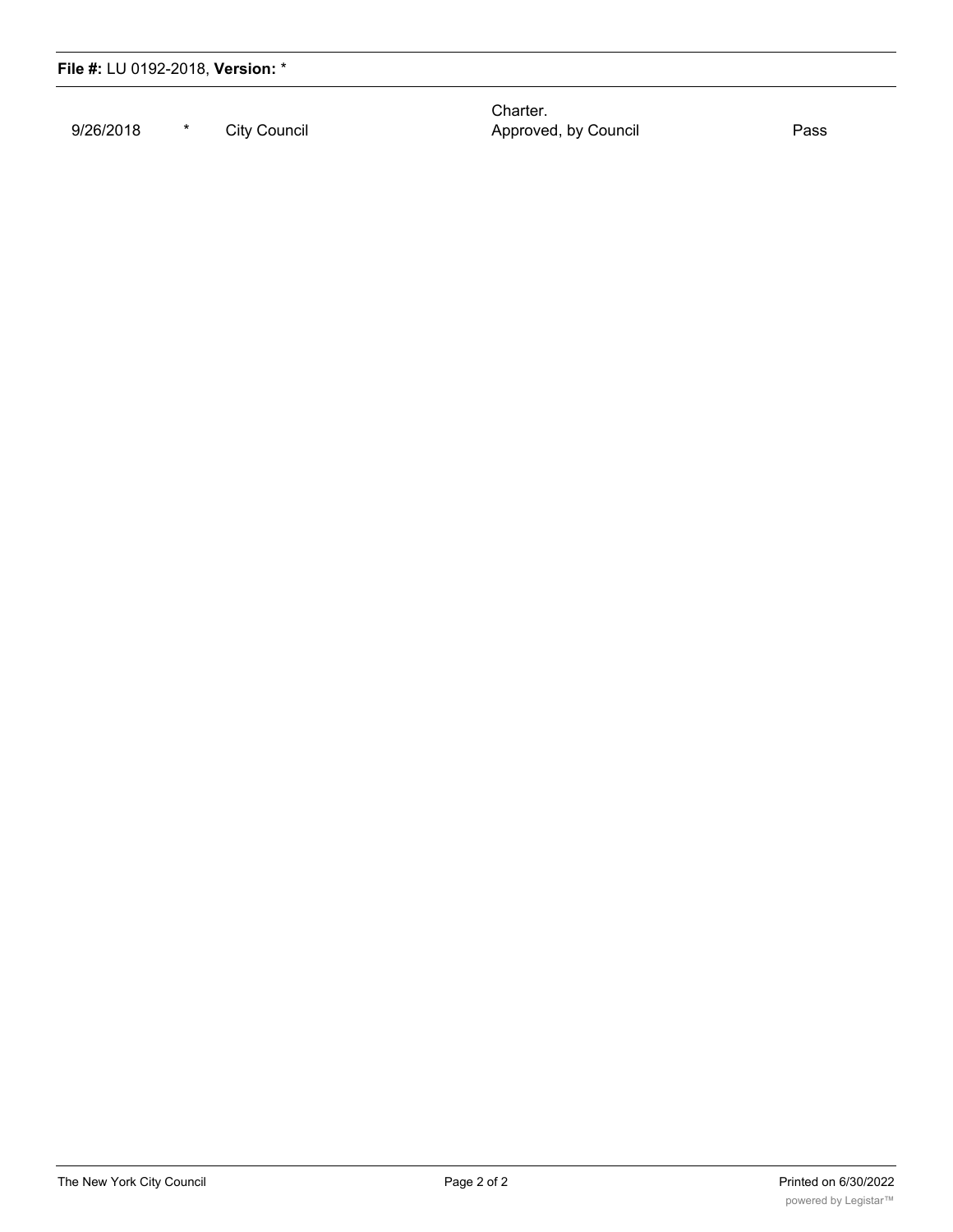**File #:** LU 0192-2018, **Version:** *

| | | | | |
|---|---|---|---|---|
| | | | Charter. | |
| 9/26/2018 | * | City Council | Approved, by Council | Pass |